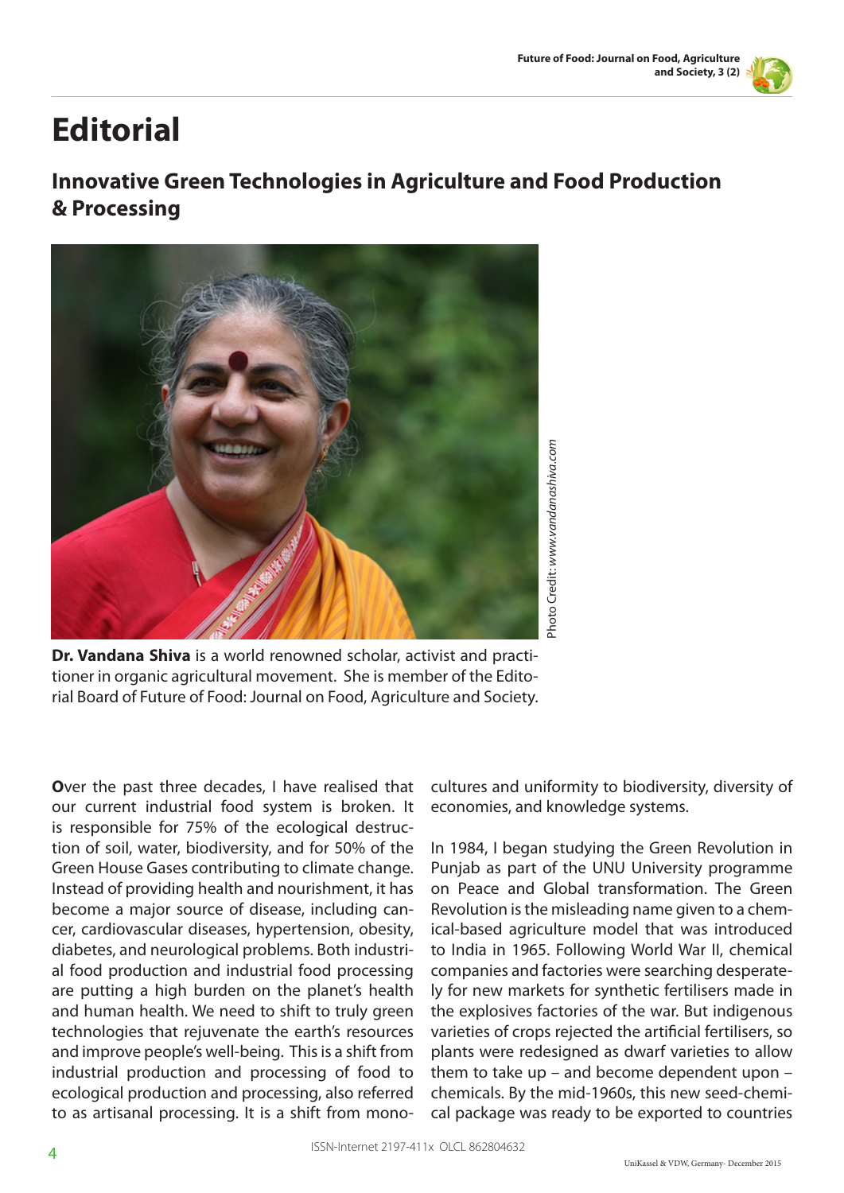# Editorial

## Innovative Green Technologies in Agriculture and Food Production & Processing

Photo Credit: *www.vandanashiva.com*

**Dr. Vandana Shiva** is a world renowned scholar, activist and practitioner in organic agricultural movement. She is member of the Editorial Board of Future of Food: Journal on Food, Agriculture and Society.

**O**ver the past three decades, I have realised that our current industrial food system is broken. It is responsible for 75% of the ecological destruction of soil, water, biodiversity, and for 50% of the Green House Gases contributing to climate change. Instead of providing health and nourishment, it has become a major source of disease, including cancer, cardiovascular diseases, hypertension, obesity, diabetes, and neurological problems. Both industrial food production and industrial food processing are putting a high burden on the planet's health and human health. We need to shift to truly green technologies that rejuvenate the earth's resources and improve people's well-being. This is a shift from industrial production and processing of food to ecological production and processing, also referred to as artisanal processing. It is a shift from monocultures and uniformity to biodiversity, diversity of economies, and knowledge systems.

In 1984, I began studying the Green Revolution in Punjab as part of the UNU University programme on Peace and Global transformation. The Green Revolution is the misleading name given to a chemical-based agriculture model that was introduced to India in 1965. Following World War II, chemical companies and factories were searching desperately for new markets for synthetic fertilisers made in the explosives factories of the war. But indigenous varieties of crops rejected the artificial fertilisers, so plants were redesigned as dwarf varieties to allow them to take up – and become dependent upon – chemicals. By the mid-1960s, this new seed-chemical package was ready to be exported to countries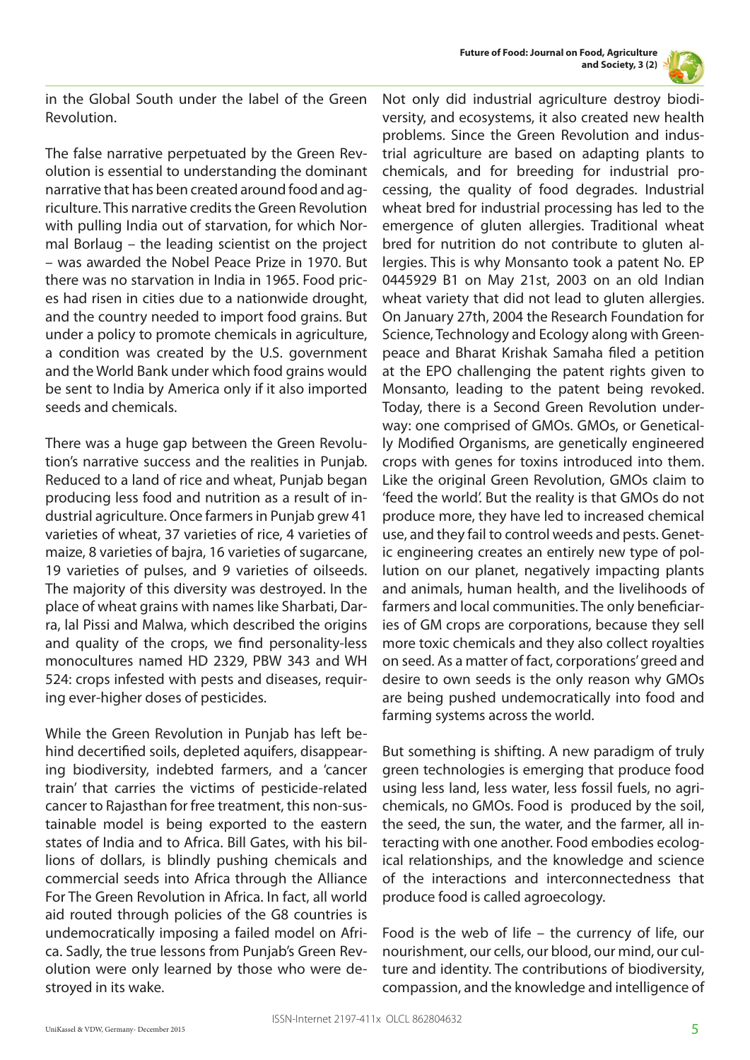in the Global South under the label of the Green Revolution.

The false narrative perpetuated by the Green Revolution is essential to understanding the dominant narrative that has been created around food and agriculture. This narrative credits the Green Revolution with pulling India out of starvation, for which Normal Borlaug – the leading scientist on the project – was awarded the Nobel Peace Prize in 1970. But there was no starvation in India in 1965. Food prices had risen in cities due to a nationwide drought, and the country needed to import food grains. But under a policy to promote chemicals in agriculture, a condition was created by the U.S. government and the World Bank under which food grains would be sent to India by America only if it also imported seeds and chemicals.

There was a huge gap between the Green Revolution's narrative success and the realities in Punjab. Reduced to a land of rice and wheat, Punjab began producing less food and nutrition as a result of industrial agriculture. Once farmers in Punjab grew 41 varieties of wheat, 37 varieties of rice, 4 varieties of maize, 8 varieties of bajra, 16 varieties of sugarcane, 19 varieties of pulses, and 9 varieties of oilseeds. The majority of this diversity was destroyed. In the place of wheat grains with names like Sharbati, Darra, lal Pissi and Malwa, which described the origins and quality of the crops, we find personality-less monocultures named HD 2329, PBW 343 and WH 524: crops infested with pests and diseases, requiring ever-higher doses of pesticides.

While the Green Revolution in Punjab has left behind decertified soils, depleted aquifers, disappearing biodiversity, indebted farmers, and a 'cancer train' that carries the victims of pesticide-related cancer to Rajasthan for free treatment, this non-sustainable model is being exported to the eastern states of India and to Africa. Bill Gates, with his billions of dollars, is blindly pushing chemicals and commercial seeds into Africa through the Alliance For The Green Revolution in Africa. In fact, all world aid routed through policies of the G8 countries is undemocratically imposing a failed model on Africa. Sadly, the true lessons from Punjab's Green Revolution were only learned by those who were destroyed in its wake.

Not only did industrial agriculture destroy biodiversity, and ecosystems, it also created new health problems. Since the Green Revolution and industrial agriculture are based on adapting plants to chemicals, and for breeding for industrial processing, the quality of food degrades. Industrial wheat bred for industrial processing has led to the emergence of gluten allergies. Traditional wheat bred for nutrition do not contribute to gluten allergies. This is why Monsanto took a patent No. EP 0445929 B1 on May 21st, 2003 on an old Indian wheat variety that did not lead to gluten allergies. On January 27th, 2004 the Research Foundation for Science, Technology and Ecology along with Greenpeace and Bharat Krishak Samaha filed a petition at the EPO challenging the patent rights given to Monsanto, leading to the patent being revoked. Today, there is a Second Green Revolution underway: one comprised of GMOs. GMOs, or Genetically Modified Organisms, are genetically engineered crops with genes for toxins introduced into them. Like the original Green Revolution, GMOs claim to 'feed the world'. But the reality is that GMOs do not produce more, they have led to increased chemical use, and they fail to control weeds and pests. Genetic engineering creates an entirely new type of pollution on our planet, negatively impacting plants and animals, human health, and the livelihoods of farmers and local communities. The only beneficiaries of GM crops are corporations, because they sell more toxic chemicals and they also collect royalties on seed. As a matter of fact, corporations' greed and desire to own seeds is the only reason why GMOs are being pushed undemocratically into food and farming systems across the world.

But something is shifting. A new paradigm of truly green technologies is emerging that produce food using less land, less water, less fossil fuels, no agrichemicals, no GMOs. Food is produced by the soil, the seed, the sun, the water, and the farmer, all interacting with one another. Food embodies ecological relationships, and the knowledge and science of the interactions and interconnectedness that produce food is called agroecology.

Food is the web of life – the currency of life, our nourishment, our cells, our blood, our mind, our culture and identity. The contributions of biodiversity, compassion, and the knowledge and intelligence of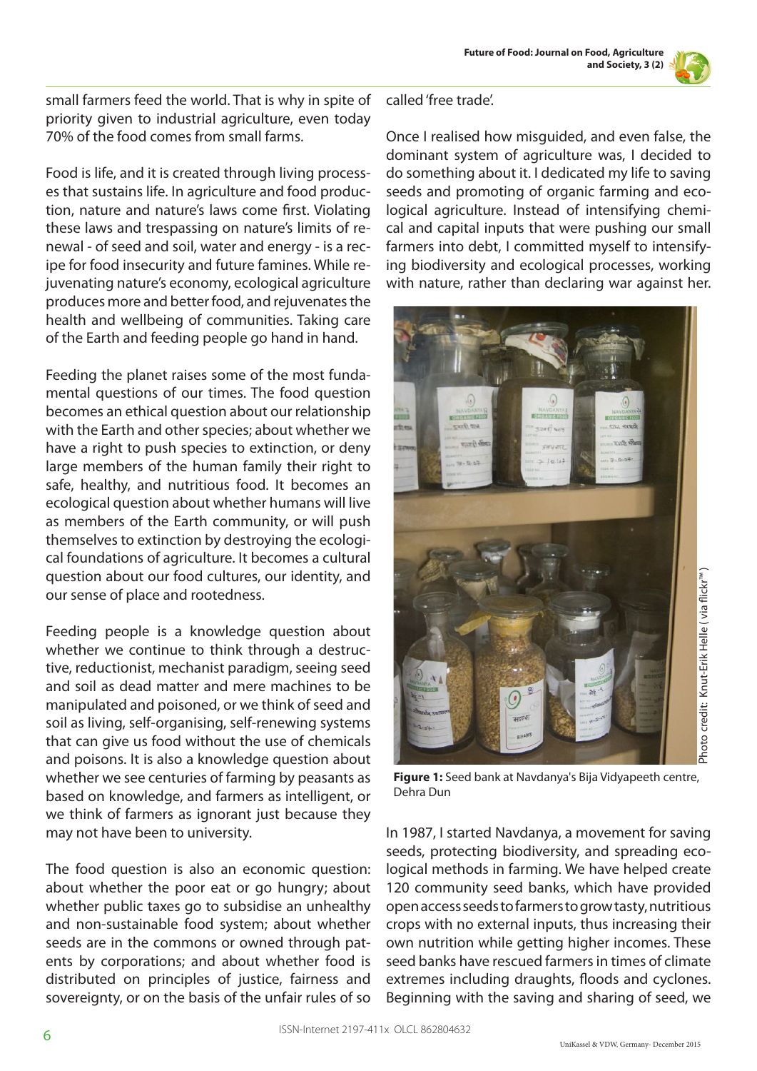small farmers feed the world. That is why in spite of priority given to industrial agriculture, even today 70% of the food comes from small farms.

Food is life, and it is created through living processes that sustains life. In agriculture and food production, nature and nature's laws come first. Violating these laws and trespassing on nature's limits of renewal - of seed and soil, water and energy - is a recipe for food insecurity and future famines. While rejuvenating nature's economy, ecological agriculture produces more and better food, and rejuvenates the health and wellbeing of communities. Taking care of the Earth and feeding people go hand in hand.

Feeding the planet raises some of the most fundamental questions of our times. The food question becomes an ethical question about our relationship with the Earth and other species; about whether we have a right to push species to extinction, or deny large members of the human family their right to safe, healthy, and nutritious food. It becomes an ecological question about whether humans will live as members of the Earth community, or will push themselves to extinction by destroying the ecological foundations of agriculture. It becomes a cultural question about our food cultures, our identity, and our sense of place and rootedness.

Feeding people is a knowledge question about whether we continue to think through a destructive, reductionist, mechanist paradigm, seeing seed and soil as dead matter and mere machines to be manipulated and poisoned, or we think of seed and soil as living, self-organising, self-renewing systems that can give us food without the use of chemicals and poisons. It is also a knowledge question about whether we see centuries of farming by peasants as based on knowledge, and farmers as intelligent, or we think of farmers as ignorant just because they may not have been to university.

The food question is also an economic question: about whether the poor eat or go hungry; about whether public taxes go to subsidise an unhealthy and non-sustainable food system; about whether seeds are in the commons or owned through patents by corporations; and about whether food is distributed on principles of justice, fairness and sovereignty, or on the basis of the unfair rules of so called 'free trade'.

Once I realised how misguided, and even false, the dominant system of agriculture was, I decided to do something about it. I dedicated my life to saving seeds and promoting of organic farming and ecological agriculture. Instead of intensifying chemical and capital inputs that were pushing our small farmers into debt, I committed myself to intensifying biodiversity and ecological processes, working with nature, rather than declaring war against her.

Photo credit: Knut-Erik Helle ( via flickr™ )

**Figure 1:** Seed bank at Navdanya's Bija Vidyapeeth centre, Dehra Dun

In 1987, I started Navdanya, a movement for saving seeds, protecting biodiversity, and spreading ecological methods in farming. We have helped create 120 community seed banks, which have provided open access seeds to farmers to grow tasty, nutritious crops with no external inputs, thus increasing their own nutrition while getting higher incomes. These seed banks have rescued farmers in times of climate extremes including draughts, floods and cyclones. Beginning with the saving and sharing of seed, we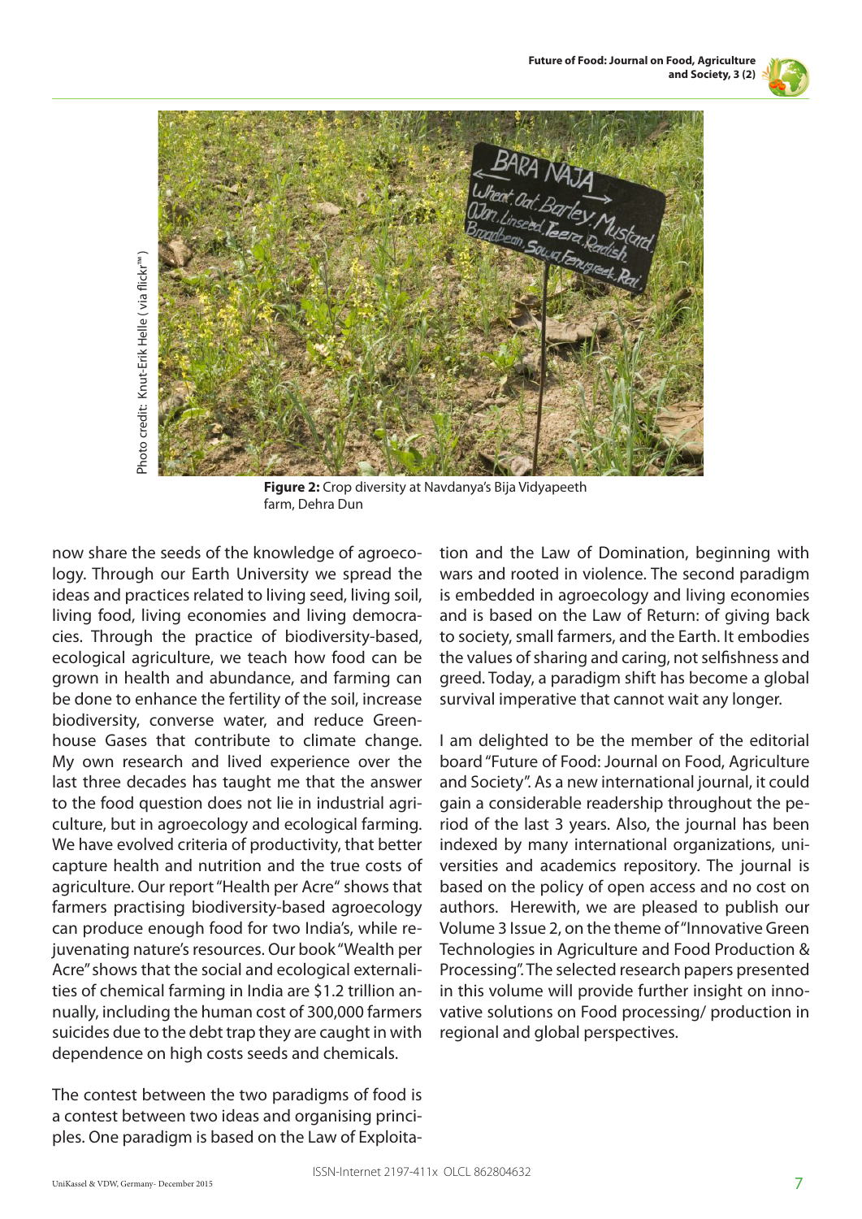Photo credit: Knut-Erik Helle ( via flickr™ )

**Figure 2:** Crop diversity at Navdanya's Bija Vidyapeeth farm, Dehra Dun

now share the seeds of the knowledge of agroecology. Through our Earth University we spread the ideas and practices related to living seed, living soil, living food, living economies and living democracies. Through the practice of biodiversity-based, ecological agriculture, we teach how food can be grown in health and abundance, and farming can be done to enhance the fertility of the soil, increase biodiversity, converse water, and reduce Greenhouse Gases that contribute to climate change. My own research and lived experience over the last three decades has taught me that the answer to the food question does not lie in industrial agriculture, but in agroecology and ecological farming. We have evolved criteria of productivity, that better capture health and nutrition and the true costs of agriculture. Our report "Health per Acre" shows that farmers practising biodiversity-based agroecology can produce enough food for two India's, while rejuvenating nature's resources. Our book "Wealth per Acre" shows that the social and ecological externalities of chemical farming in India are $1.2 trillion annually, including the human cost of 300,000 farmers suicides due to the debt trap they are caught in with dependence on high costs seeds and chemicals.

The contest between the two paradigms of food is a contest between two ideas and organising principles. One paradigm is based on the Law of Exploitation and the Law of Domination, beginning with wars and rooted in violence. The second paradigm is embedded in agroecology and living economies and is based on the Law of Return: of giving back to society, small farmers, and the Earth. It embodies the values of sharing and caring, not selfishness and greed. Today, a paradigm shift has become a global survival imperative that cannot wait any longer.

I am delighted to be the member of the editorial board "Future of Food: Journal on Food, Agriculture and Society". As a new international journal, it could gain a considerable readership throughout the period of the last 3 years. Also, the journal has been indexed by many international organizations, universities and academics repository. The journal is based on the policy of open access and no cost on authors. Herewith, we are pleased to publish our Volume 3 Issue 2, on the theme of "Innovative Green Technologies in Agriculture and Food Production & Processing". The selected research papers presented in this volume will provide further insight on innovative solutions on Food processing/ production in regional and global perspectives.